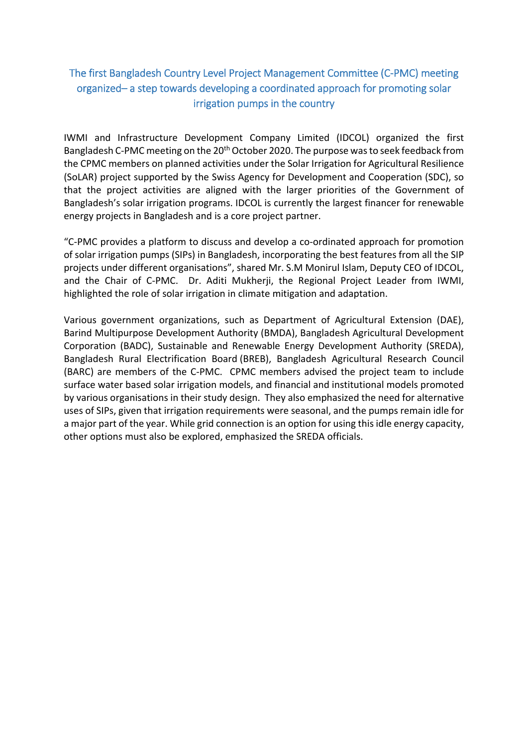# The first Bangladesh Country Level Project Management Committee (C-PMC) meeting organized– a step towards developing a coordinated approach for promoting solar irrigation pumps in the country

IWMI and Infrastructure Development Company Limited (IDCOL) organized the first Bangladesh C-PMC meeting on the 20th October 2020. The purpose was to seek feedback from the CPMC members on planned activities under the Solar Irrigation for Agricultural Resilience (SoLAR) project supported by the Swiss Agency for Development and Cooperation (SDC), so that the project activities are aligned with the larger priorities of the Government of Bangladesh's solar irrigation programs. IDCOL is currently the largest financer for renewable energy projects in Bangladesh and is a core project partner.

"C-PMC provides a platform to discuss and develop a co-ordinated approach for promotion of solar irrigation pumps (SIPs) in Bangladesh, incorporating the best features from all the SIP projects under different organisations", shared Mr. S.M Monirul Islam, Deputy CEO of IDCOL, and the Chair of C-PMC. Dr. Aditi Mukherji, the Regional Project Leader from IWMI, highlighted the role of solar irrigation in climate mitigation and adaptation.

Various government organizations, such as Department of Agricultural Extension (DAE), Barind Multipurpose Development Authority (BMDA), Bangladesh Agricultural Development Corporation (BADC), Sustainable and Renewable Energy Development Authority (SREDA), Bangladesh Rural Electrification Board (BREB), Bangladesh Agricultural Research Council (BARC) are members of the C-PMC. CPMC members advised the project team to include surface water based solar irrigation models, and financial and institutional models promoted by various organisations in their study design. They also emphasized the need for alternative uses of SIPs, given that irrigation requirements were seasonal, and the pumps remain idle for a major part of the year. While grid connection is an option for using this idle energy capacity, other options must also be explored, emphasized the SREDA officials.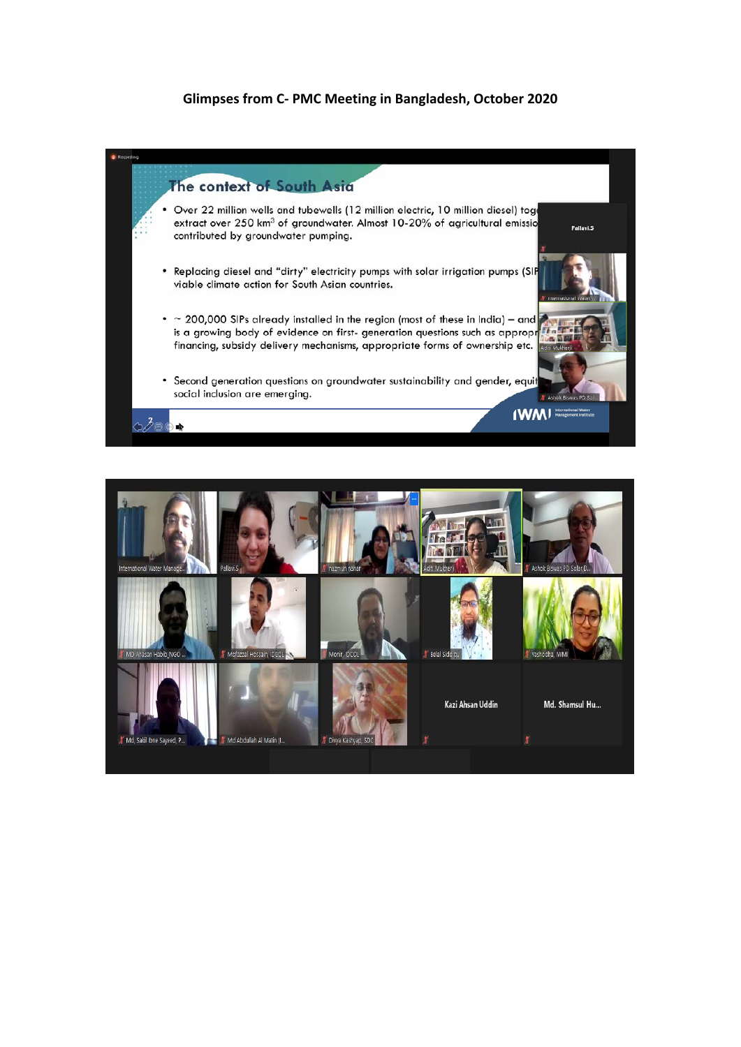# Glimpses from C- PMC Meeting in Bangladesh, October 2020